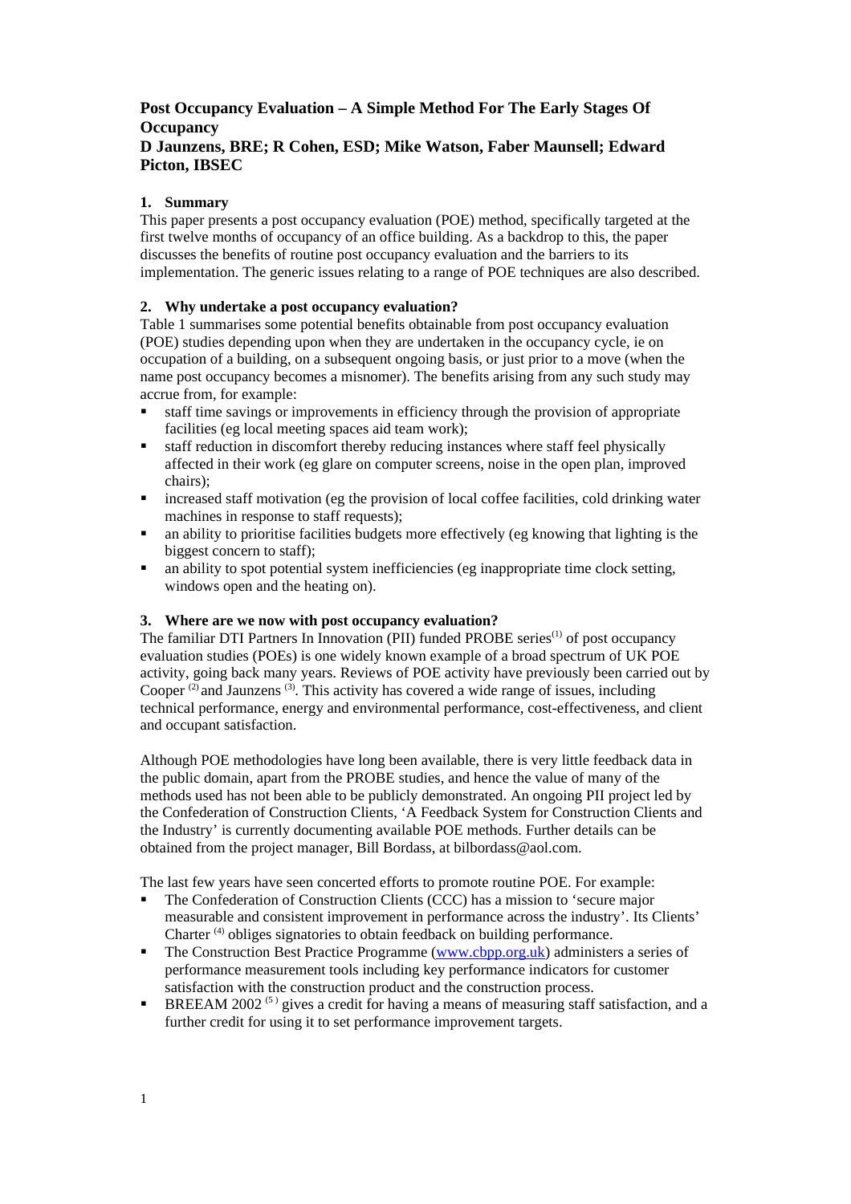# Post Occupancy Evaluation – A Simple Method For The Early Stages Of Occupancy

**D Jaunzens, BRE; R Cohen, ESD; Mike Watson, Faber Maunsell; Edward Picton, IBSEC**

## 1. Summary

This paper presents a post occupancy evaluation (POE) method, specifically targeted at the first twelve months of occupancy of an office building. As a backdrop to this, the paper discusses the benefits of routine post occupancy evaluation and the barriers to its implementation. The generic issues relating to a range of POE techniques are also described.

## 2. Why undertake a post occupancy evaluation?

Table 1 summarises some potential benefits obtainable from post occupancy evaluation (POE) studies depending upon when they are undertaken in the occupancy cycle, ie on occupation of a building, on a subsequent ongoing basis, or just prior to a move (when the name post occupancy becomes a misnomer). The benefits arising from any such study may accrue from, for example:

- staff time savings or improvements in efficiency through the provision of appropriate facilities (eg local meeting spaces aid team work);
- staff reduction in discomfort thereby reducing instances where staff feel physically affected in their work (eg glare on computer screens, noise in the open plan, improved chairs);
- increased staff motivation (eg the provision of local coffee facilities, cold drinking water machines in response to staff requests);
- an ability to prioritise facilities budgets more effectively (eg knowing that lighting is the biggest concern to staff);
- an ability to spot potential system inefficiencies (eg inappropriate time clock setting, windows open and the heating on).

## 3. Where are we now with post occupancy evaluation?

The familiar DTI Partners In Innovation (PII) funded PROBE series(1) of post occupancy evaluation studies (POEs) is one widely known example of a broad spectrum of UK POE activity, going back many years. Reviews of POE activity have previously been carried out by Cooper (2) and Jaunzens (3). This activity has covered a wide range of issues, including technical performance, energy and environmental performance, cost-effectiveness, and client and occupant satisfaction.

Although POE methodologies have long been available, there is very little feedback data in the public domain, apart from the PROBE studies, and hence the value of many of the methods used has not been able to be publicly demonstrated. An ongoing PII project led by the Confederation of Construction Clients, 'A Feedback System for Construction Clients and the Industry' is currently documenting available POE methods. Further details can be obtained from the project manager, Bill Bordass, at bilbordass@aol.com.

The last few years have seen concerted efforts to promote routine POE. For example:

- The Confederation of Construction Clients (CCC) has a mission to 'secure major measurable and consistent improvement in performance across the industry'. Its Clients' Charter (4) obliges signatories to obtain feedback on building performance.
- The Construction Best Practice Programme (www.cbpp.org.uk) administers a series of performance measurement tools including key performance indicators for customer satisfaction with the construction product and the construction process.
- BREEAM 2002 (5) gives a credit for having a means of measuring staff satisfaction, and a further credit for using it to set performance improvement targets.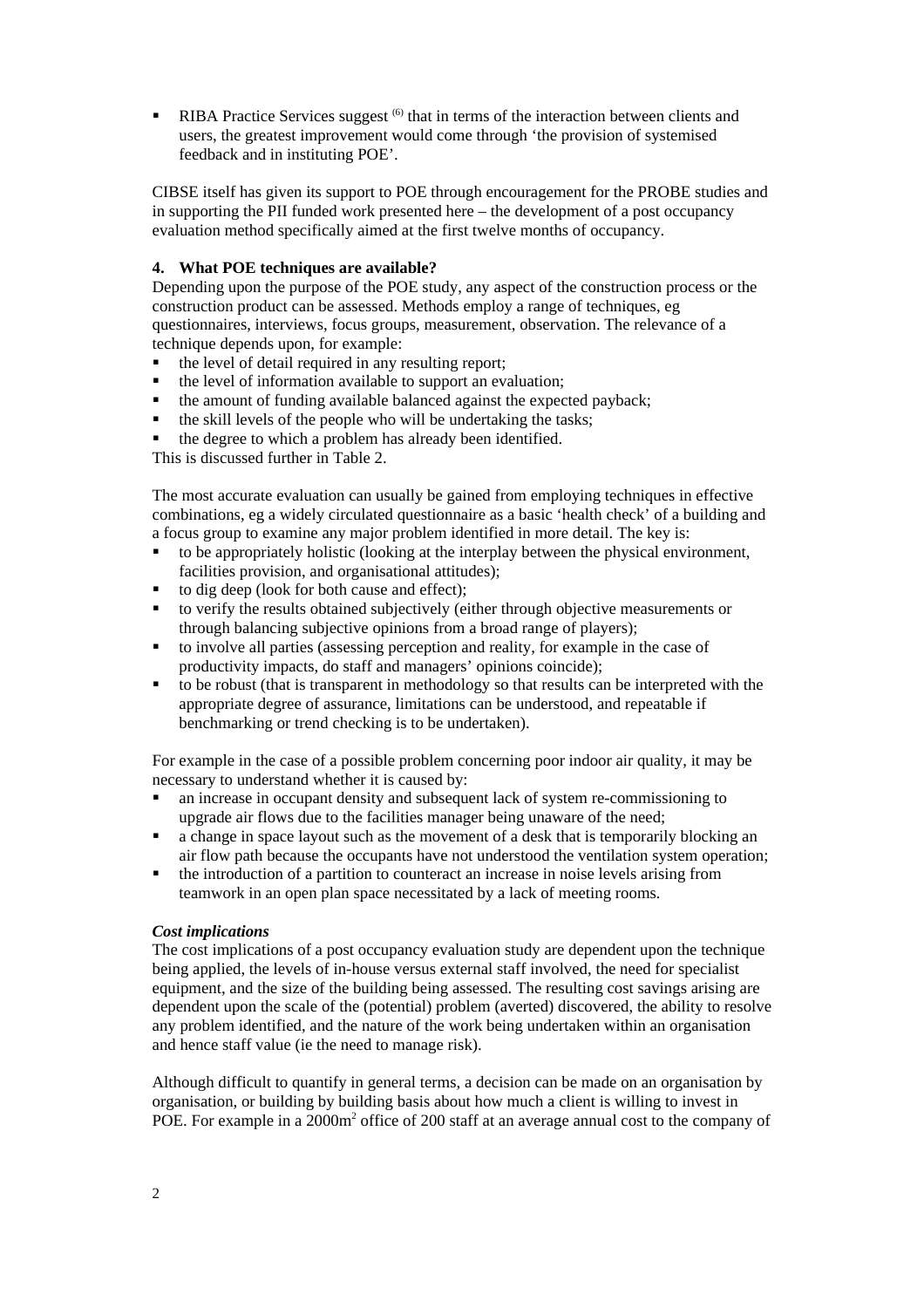- RIBA Practice Services suggest [6] that in terms of the interaction between clients and users, the greatest improvement would come through 'the provision of systemised feedback and in instituting POE'.

CIBSE itself has given its support to POE through encouragement for the PROBE studies and in supporting the PII funded work presented here – the development of a post occupancy evaluation method specifically aimed at the first twelve months of occupancy.

**4. What POE techniques are available?**

Depending upon the purpose of the POE study, any aspect of the construction process or the construction product can be assessed. Methods employ a range of techniques, eg questionnaires, interviews, focus groups, measurement, observation. The relevance of a technique depends upon, for example:

- the level of detail required in any resulting report;
- the level of information available to support an evaluation;
- the amount of funding available balanced against the expected payback;
- the skill levels of the people who will be undertaking the tasks;
- the degree to which a problem has already been identified.

This is discussed further in Table 2.

The most accurate evaluation can usually be gained from employing techniques in effective combinations, eg a widely circulated questionnaire as a basic 'health check' of a building and a focus group to examine any major problem identified in more detail. The key is:

- to be appropriately holistic (looking at the interplay between the physical environment, facilities provision, and organisational attitudes);
- to dig deep (look for both cause and effect);
- to verify the results obtained subjectively (either through objective measurements or through balancing subjective opinions from a broad range of players);
- to involve all parties (assessing perception and reality, for example in the case of productivity impacts, do staff and managers' opinions coincide);
- to be robust (that is transparent in methodology so that results can be interpreted with the appropriate degree of assurance, limitations can be understood, and repeatable if benchmarking or trend checking is to be undertaken).

For example in the case of a possible problem concerning poor indoor air quality, it may be necessary to understand whether it is caused by:

- an increase in occupant density and subsequent lack of system re-commissioning to upgrade air flows due to the facilities manager being unaware of the need;
- a change in space layout such as the movement of a desk that is temporarily blocking an air flow path because the occupants have not understood the ventilation system operation;
- the introduction of a partition to counteract an increase in noise levels arising from teamwork in an open plan space necessitated by a lack of meeting rooms.

***Cost implications***

The cost implications of a post occupancy evaluation study are dependent upon the technique being applied, the levels of in-house versus external staff involved, the need for specialist equipment, and the size of the building being assessed. The resulting cost savings arising are dependent upon the scale of the (potential) problem (averted) discovered, the ability to resolve any problem identified, and the nature of the work being undertaken within an organisation and hence staff value (ie the need to manage risk).

Although difficult to quantify in general terms, a decision can be made on an organisation by organisation, or building by building basis about how much a client is willing to invest in POE. For example in a 2000m$^2$ office of 200 staff at an average annual cost to the company of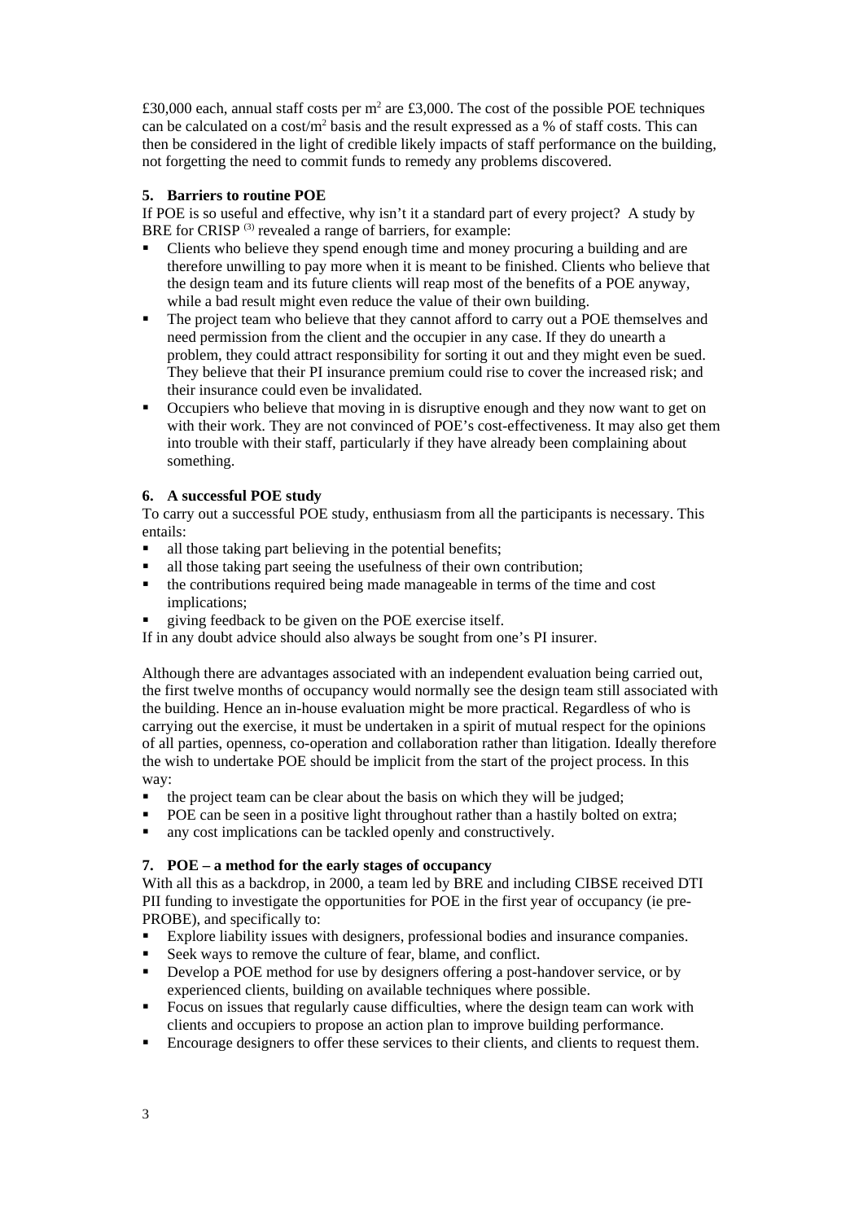£30,000 each, annual staff costs per $m^2$ are £3,000. The cost of the possible POE techniques can be calculated on a cost/$m^2$ basis and the result expressed as a % of staff costs. This can then be considered in the light of credible likely impacts of staff performance on the building, not forgetting the need to commit funds to remedy any problems discovered.

**5. Barriers to routine POE**

If POE is so useful and effective, why isn't it a standard part of every project? A study by BRE for CRISP [(3)] revealed a range of barriers, for example:

- Clients who believe they spend enough time and money procuring a building and are therefore unwilling to pay more when it is meant to be finished. Clients who believe that the design team and its future clients will reap most of the benefits of a POE anyway, while a bad result might even reduce the value of their own building.
- The project team who believe that they cannot afford to carry out a POE themselves and need permission from the client and the occupier in any case. If they do unearth a problem, they could attract responsibility for sorting it out and they might even be sued. They believe that their PI insurance premium could rise to cover the increased risk; and their insurance could even be invalidated.
- Occupiers who believe that moving in is disruptive enough and they now want to get on with their work. They are not convinced of POE's cost-effectiveness. It may also get them into trouble with their staff, particularly if they have already been complaining about something.

**6. A successful POE study**

To carry out a successful POE study, enthusiasm from all the participants is necessary. This entails:

- all those taking part believing in the potential benefits;
- all those taking part seeing the usefulness of their own contribution;
- the contributions required being made manageable in terms of the time and cost implications;
- giving feedback to be given on the POE exercise itself.

If in any doubt advice should also always be sought from one's PI insurer.

Although there are advantages associated with an independent evaluation being carried out, the first twelve months of occupancy would normally see the design team still associated with the building. Hence an in-house evaluation might be more practical. Regardless of who is carrying out the exercise, it must be undertaken in a spirit of mutual respect for the opinions of all parties, openness, co-operation and collaboration rather than litigation. Ideally therefore the wish to undertake POE should be implicit from the start of the project process. In this way:

- the project team can be clear about the basis on which they will be judged;
- POE can be seen in a positive light throughout rather than a hastily bolted on extra;
- any cost implications can be tackled openly and constructively.

**7. POE – a method for the early stages of occupancy**

With all this as a backdrop, in 2000, a team led by BRE and including CIBSE received DTI PII funding to investigate the opportunities for POE in the first year of occupancy (ie pre-PROBE), and specifically to:

- Explore liability issues with designers, professional bodies and insurance companies.
- Seek ways to remove the culture of fear, blame, and conflict.
- Develop a POE method for use by designers offering a post-handover service, or by experienced clients, building on available techniques where possible.
- Focus on issues that regularly cause difficulties, where the design team can work with clients and occupiers to propose an action plan to improve building performance.
- Encourage designers to offer these services to their clients, and clients to request them.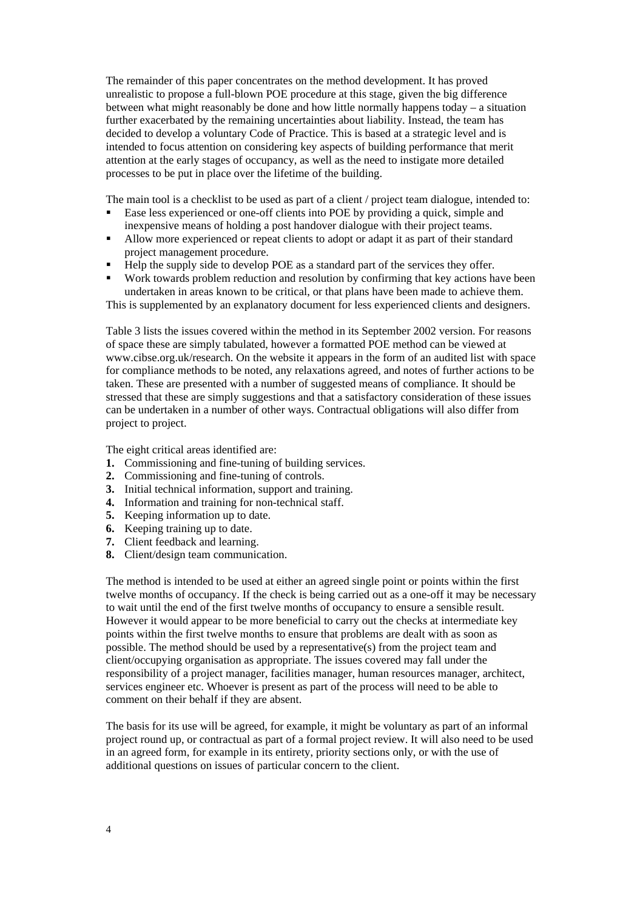The remainder of this paper concentrates on the method development. It has proved unrealistic to propose a full-blown POE procedure at this stage, given the big difference between what might reasonably be done and how little normally happens today – a situation further exacerbated by the remaining uncertainties about liability. Instead, the team has decided to develop a voluntary Code of Practice. This is based at a strategic level and is intended to focus attention on considering key aspects of building performance that merit attention at the early stages of occupancy, as well as the need to instigate more detailed processes to be put in place over the lifetime of the building.

The main tool is a checklist to be used as part of a client / project team dialogue, intended to:

- Ease less experienced or one-off clients into POE by providing a quick, simple and inexpensive means of holding a post handover dialogue with their project teams.
- Allow more experienced or repeat clients to adopt or adapt it as part of their standard project management procedure.
- Help the supply side to develop POE as a standard part of the services they offer.
- Work towards problem reduction and resolution by confirming that key actions have been undertaken in areas known to be critical, or that plans have been made to achieve them.

This is supplemented by an explanatory document for less experienced clients and designers.

Table 3 lists the issues covered within the method in its September 2002 version. For reasons of space these are simply tabulated, however a formatted POE method can be viewed at www.cibse.org.uk/research. On the website it appears in the form of an audited list with space for compliance methods to be noted, any relaxations agreed, and notes of further actions to be taken. These are presented with a number of suggested means of compliance. It should be stressed that these are simply suggestions and that a satisfactory consideration of these issues can be undertaken in a number of other ways. Contractual obligations will also differ from project to project.

The eight critical areas identified are:

1. Commissioning and fine-tuning of building services.
2. Commissioning and fine-tuning of controls.
3. Initial technical information, support and training.
4. Information and training for non-technical staff.
5. Keeping information up to date.
6. Keeping training up to date.
7. Client feedback and learning.
8. Client/design team communication.

The method is intended to be used at either an agreed single point or points within the first twelve months of occupancy. If the check is being carried out as a one-off it may be necessary to wait until the end of the first twelve months of occupancy to ensure a sensible result. However it would appear to be more beneficial to carry out the checks at intermediate key points within the first twelve months to ensure that problems are dealt with as soon as possible. The method should be used by a representative(s) from the project team and client/occupying organisation as appropriate. The issues covered may fall under the responsibility of a project manager, facilities manager, human resources manager, architect, services engineer etc. Whoever is present as part of the process will need to be able to comment on their behalf if they are absent.

The basis for its use will be agreed, for example, it might be voluntary as part of an informal project round up, or contractual as part of a formal project review. It will also need to be used in an agreed form, for example in its entirety, priority sections only, or with the use of additional questions on issues of particular concern to the client.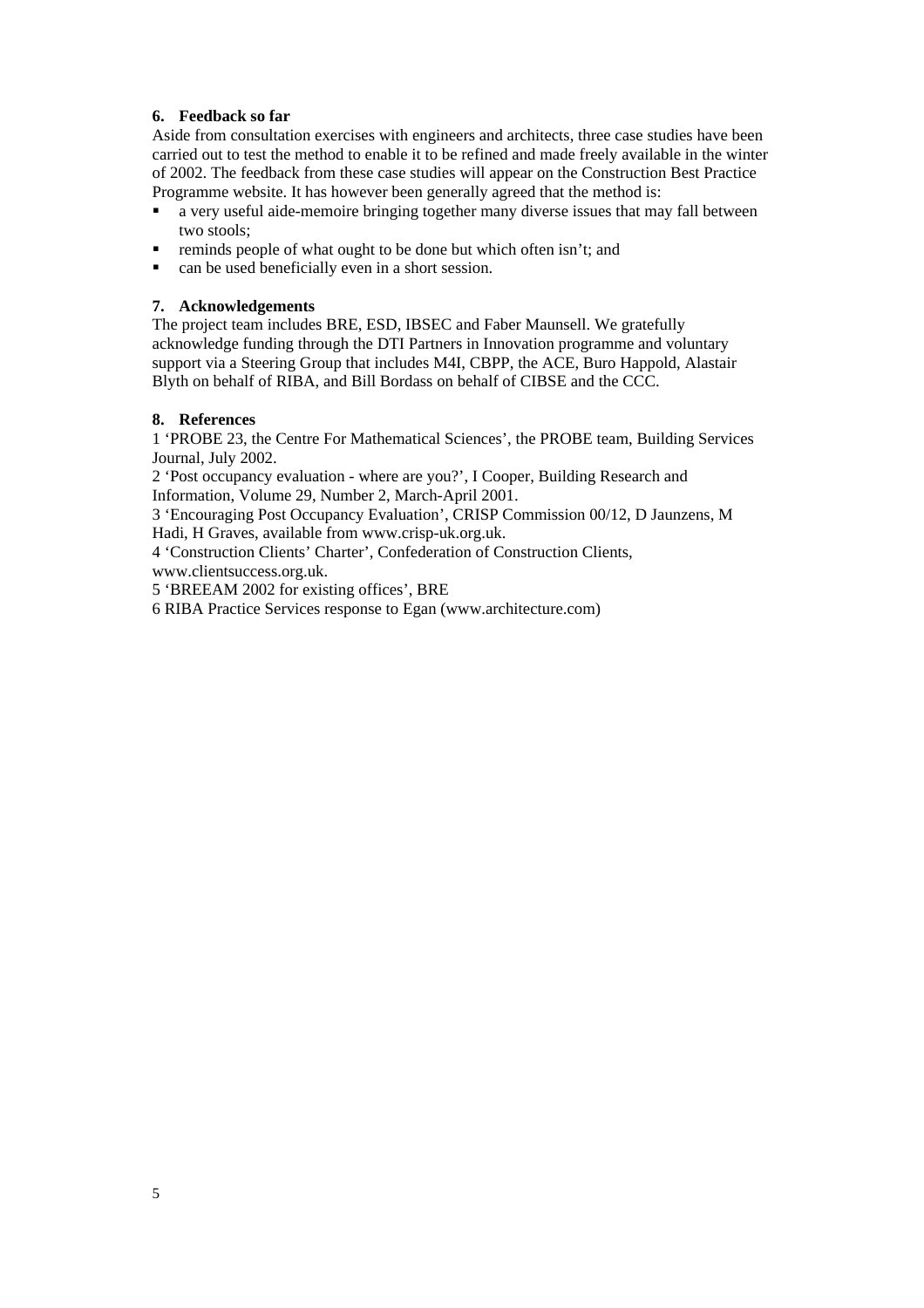## 6. Feedback so far

Aside from consultation exercises with engineers and architects, three case studies have been carried out to test the method to enable it to be refined and made freely available in the winter of 2002. The feedback from these case studies will appear on the Construction Best Practice Programme website. It has however been generally agreed that the method is:

- a very useful aide-memoire bringing together many diverse issues that may fall between two stools;
- reminds people of what ought to be done but which often isn't; and
- can be used beneficially even in a short session.

## 7. Acknowledgements

The project team includes BRE, ESD, IBSEC and Faber Maunsell. We gratefully acknowledge funding through the DTI Partners in Innovation programme and voluntary support via a Steering Group that includes M4I, CBPP, the ACE, Buro Happold, Alastair Blyth on behalf of RIBA, and Bill Bordass on behalf of CIBSE and the CCC.

## 8. References

1 'PROBE 23, the Centre For Mathematical Sciences', the PROBE team, Building Services Journal, July 2002.

2 'Post occupancy evaluation - where are you?', I Cooper, Building Research and Information, Volume 29, Number 2, March-April 2001.

3 'Encouraging Post Occupancy Evaluation', CRISP Commission 00/12, D Jaunzens, M Hadi, H Graves, available from www.crisp-uk.org.uk.

4 'Construction Clients' Charter', Confederation of Construction Clients, www.clientsuccess.org.uk.

5 'BREEAM 2002 for existing offices', BRE

6 RIBA Practice Services response to Egan (www.architecture.com)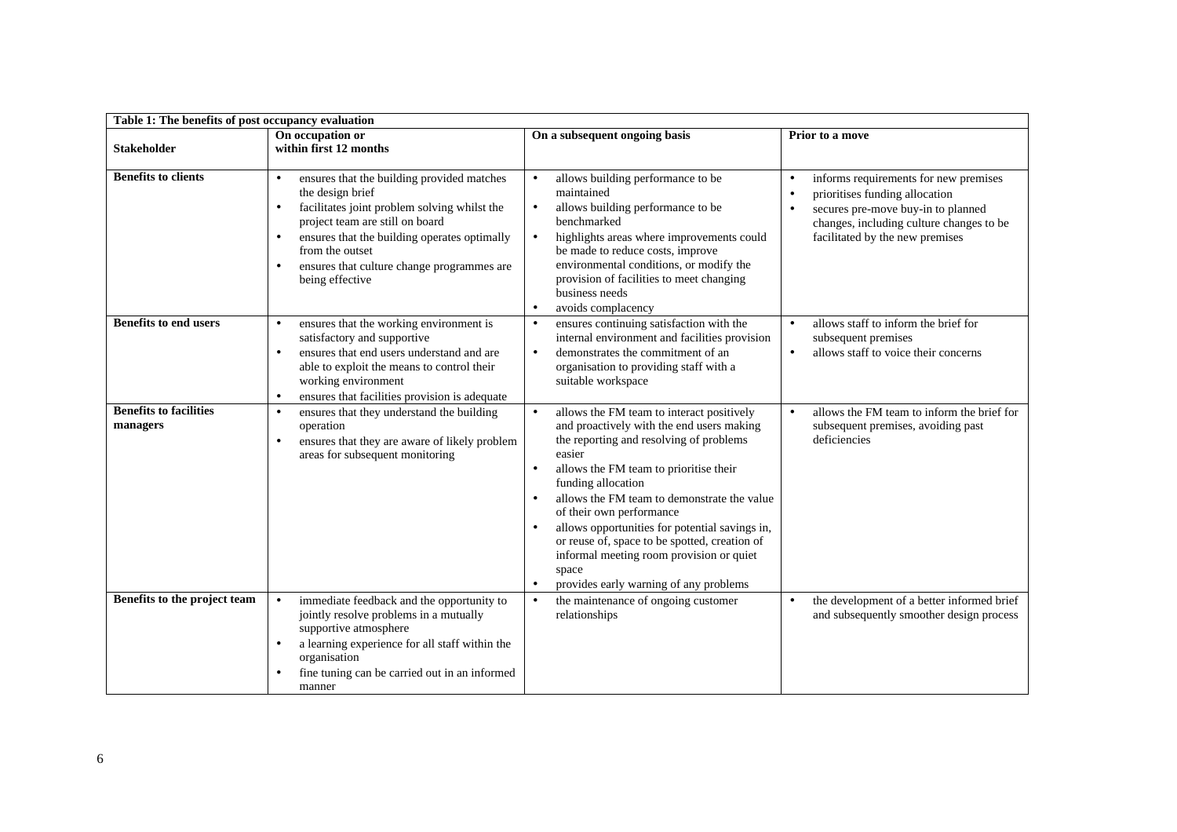**Table 1: The benefits of post occupancy evaluation**

| Stakeholder | On occupation or within first 12 months | On a subsequent ongoing basis | Prior to a move |
|---|---|---|---|
| **Benefits to clients** | • ensures that the building provided matches the design brief<br>• facilitates joint problem solving whilst the project team are still on board<br>• ensures that the building operates optimally from the outset<br>• ensures that culture change programmes are being effective | • allows building performance to be maintained<br>• allows building performance to be benchmarked<br>• highlights areas where improvements could be made to reduce costs, improve environmental conditions, or modify the provision of facilities to meet changing business needs<br>• avoids complacency | • informs requirements for new premises<br>• prioritises funding allocation<br>• secures pre-move buy-in to planned changes, including culture changes to be facilitated by the new premises |
| **Benefits to end users** | • ensures that the working environment is satisfactory and supportive<br>• ensures that end users understand and are able to exploit the means to control their working environment<br>• ensures that facilities provision is adequate | • ensures continuing satisfaction with the internal environment and facilities provision<br>• demonstrates the commitment of an organisation to providing staff with a suitable workspace | • allows staff to inform the brief for subsequent premises<br>• allows staff to voice their concerns |
| **Benefits to facilities managers** | • ensures that they understand the building operation<br>• ensures that they are aware of likely problem areas for subsequent monitoring | • allows the FM team to interact positively and proactively with the end users making the reporting and resolving of problems easier<br>• allows the FM team to prioritise their funding allocation<br>• allows the FM team to demonstrate the value of their own performance<br>• allows opportunities for potential savings in, or reuse of, space to be spotted, creation of informal meeting room provision or quiet space<br>• provides early warning of any problems | • allows the FM team to inform the brief for subsequent premises, avoiding past deficiencies |
| **Benefits to the project team** | • immediate feedback and the opportunity to jointly resolve problems in a mutually supportive atmosphere<br>• a learning experience for all staff within the organisation<br>• fine tuning can be carried out in an informed manner | • the maintenance of ongoing customer relationships | • the development of a better informed brief and subsequently smoother design process |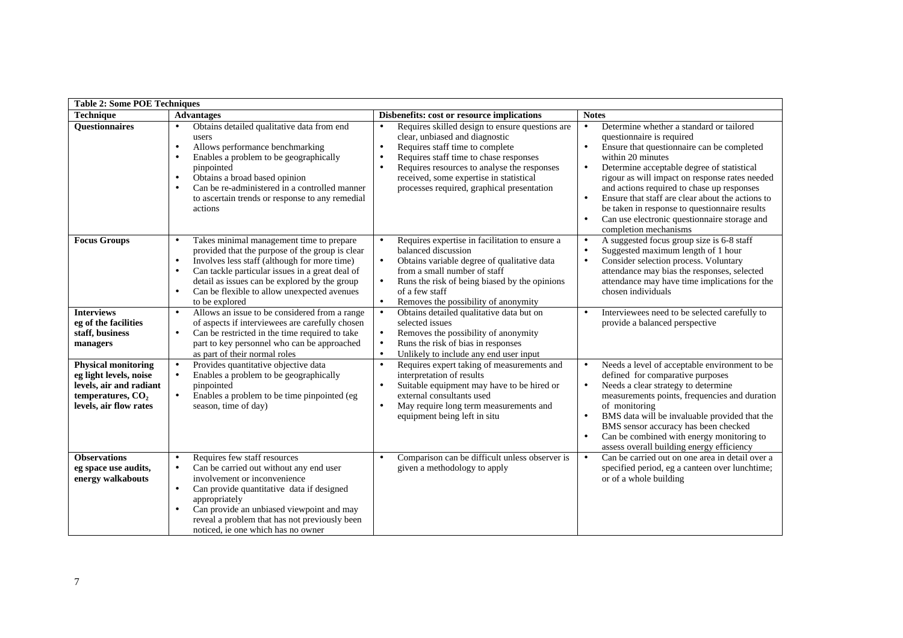| **Table 2: Some POE Techniques** | | | |
|---|---|---|---|
| **Technique** | **Advantages** | **Disbenefits: cost or resource implications** | **Notes** |
| **Questionnaires** | • Obtains detailed qualitative data from end users<br>• Allows performance benchmarking<br>• Enables a problem to be geographically pinpointed<br>• Obtains a broad based opinion<br>• Can be re-administered in a controlled manner to ascertain trends or response to any remedial actions | • Requires skilled design to ensure questions are clear, unbiased and diagnostic<br>• Requires staff time to complete<br>• Requires staff time to chase responses<br>• Requires resources to analyse the responses received, some expertise in statistical processes required, graphical presentation | • Determine whether a standard or tailored questionnaire is required<br>• Ensure that questionnaire can be completed within 20 minutes<br>• Determine acceptable degree of statistical rigour as will impact on response rates needed and actions required to chase up responses<br>• Ensure that staff are clear about the actions to be taken in response to questionnaire results<br>• Can use electronic questionnaire storage and completion mechanisms |
| **Focus Groups** | • Takes minimal management time to prepare provided that the purpose of the group is clear<br>• Involves less staff (although for more time)<br>• Can tackle particular issues in a great deal of detail as issues can be explored by the group<br>• Can be flexible to allow unexpected avenues to be explored | • Requires expertise in facilitation to ensure a balanced discussion<br>• Obtains variable degree of qualitative data from a small number of staff<br>• Runs the risk of being biased by the opinions of a few staff<br>• Removes the possibility of anonymity | • A suggested focus group size is 6-8 staff<br>• Suggested maximum length of 1 hour<br>• Consider selection process. Voluntary attendance may bias the responses, selected attendance may have time implications for the chosen individuals |
| **Interviews eg of the facilities staff, business managers** | • Allows an issue to be considered from a range of aspects if interviewees are carefully chosen<br>• Can be restricted in the time required to take part to key personnel who can be approached as part of their normal roles | • Obtains detailed qualitative data but on selected issues<br>• Removes the possibility of anonymity<br>• Runs the risk of bias in responses<br>• Unlikely to include any end user input | • Interviewees need to be selected carefully to provide a balanced perspective |
| **Physical monitoring eg light levels, noise levels, air and radiant temperatures, $CO_2$ levels, air flow rates** | • Provides quantitative objective data<br>• Enables a problem to be geographically pinpointed<br>• Enables a problem to be time pinpointed (eg season, time of day) | • Requires expert taking of measurements and interpretation of results<br>• Suitable equipment may have to be hired or external consultants used<br>• May require long term measurements and equipment being left in situ | • Needs a level of acceptable environment to be defined for comparative purposes<br>• Needs a clear strategy to determine measurements points, frequencies and duration of monitoring<br>• BMS data will be invaluable provided that the BMS sensor accuracy has been checked<br>• Can be combined with energy monitoring to assess overall building energy efficiency |
| **Observations eg space use audits, energy walkabouts** | • Requires few staff resources<br>• Can be carried out without any end user involvement or inconvenience<br>• Can provide quantitative data if designed appropriately<br>• Can provide an unbiased viewpoint and may reveal a problem that has not previously been noticed, ie one which has no owner | • Comparison can be difficult unless observer is given a methodology to apply | • Can be carried out on one area in detail over a specified period, eg a canteen over lunchtime; or of a whole building |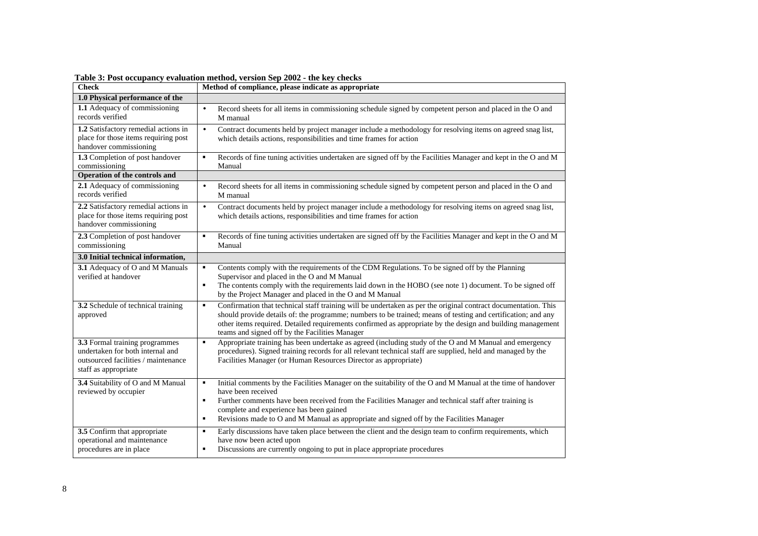**Table 3: Post occupancy evaluation method, version Sep 2002 - the key checks**

| Check | Method of compliance, please indicate as appropriate |
|---|---|
| **1.0 Physical performance of the** | |
| **1.1** Adequacy of commissioning records verified | • Record sheets for all items in commissioning schedule signed by competent person and placed in the O and M manual |
| **1.2** Satisfactory remedial actions in place for those items requiring post handover commissioning | • Contract documents held by project manager include a methodology for resolving items on agreed snag list, which details actions, responsibilities and time frames for action |
| **1.3** Completion of post handover commissioning | ▪ Records of fine tuning activities undertaken are signed off by the Facilities Manager and kept in the O and M Manual |
| **Operation of the controls and** | |
| **2.1** Adequacy of commissioning records verified | • Record sheets for all items in commissioning schedule signed by competent person and placed in the O and M manual |
| **2.2** Satisfactory remedial actions in place for those items requiring post handover commissioning | • Contract documents held by project manager include a methodology for resolving items on agreed snag list, which details actions, responsibilities and time frames for action |
| **2.3** Completion of post handover commissioning | ▪ Records of fine tuning activities undertaken are signed off by the Facilities Manager and kept in the O and M Manual |
| **3.0 Initial technical information,** | |
| **3.1** Adequacy of O and M Manuals verified at handover | ▪ Contents comply with the requirements of the CDM Regulations. To be signed off by the Planning Supervisor and placed in the O and M Manual<br>▪ The contents comply with the requirements laid down in the HOBO (see note 1) document. To be signed off by the Project Manager and placed in the O and M Manual |
| **3.2** Schedule of technical training approved | ▪ Confirmation that technical staff training will be undertaken as per the original contract documentation. This should provide details of: the programme; numbers to be trained; means of testing and certification; and any other items required. Detailed requirements confirmed as appropriate by the design and building management teams and signed off by the Facilities Manager |
| **3.3** Formal training programmes undertaken for both internal and outsourced facilities / maintenance staff as appropriate | ▪ Appropriate training has been undertake as agreed (including study of the O and M Manual and emergency procedures). Signed training records for all relevant technical staff are supplied, held and managed by the Facilities Manager (or Human Resources Director as appropriate) |
| **3.4** Suitability of O and M Manual reviewed by occupier | ▪ Initial comments by the Facilities Manager on the suitability of the O and M Manual at the time of handover have been received<br>▪ Further comments have been received from the Facilities Manager and technical staff after training is complete and experience has been gained<br>▪ Revisions made to O and M Manual as appropriate and signed off by the Facilities Manager |
| **3.5** Confirm that appropriate operational and maintenance procedures are in place | ▪ Early discussions have taken place between the client and the design team to confirm requirements, which have now been acted upon<br>▪ Discussions are currently ongoing to put in place appropriate procedures |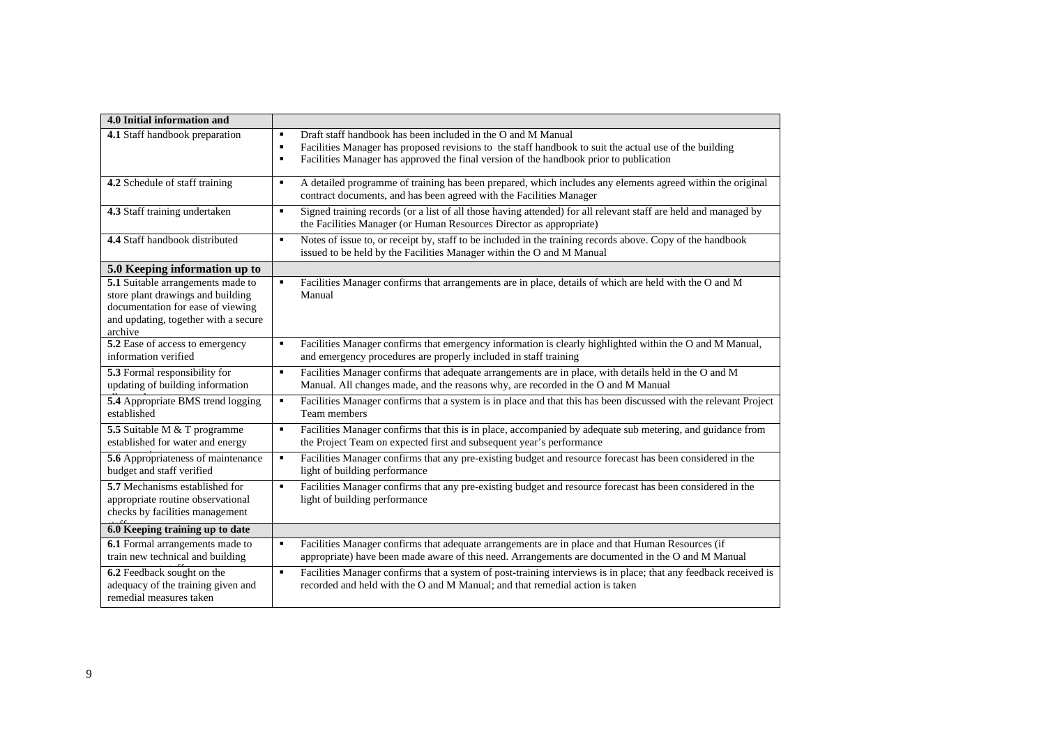| 4.0 Initial information and | |
|---|---|
| **4.1** Staff handbook preparation | ▪ Draft staff handbook has been included in the O and M Manual<br>▪ Facilities Manager has proposed revisions to the staff handbook to suit the actual use of the building<br>▪ Facilities Manager has approved the final version of the handbook prior to publication |
| **4.2** Schedule of staff training | ▪ A detailed programme of training has been prepared, which includes any elements agreed within the original contract documents, and has been agreed with the Facilities Manager |
| **4.3** Staff training undertaken | ▪ Signed training records (or a list of all those having attended) for all relevant staff are held and managed by the Facilities Manager (or Human Resources Director as appropriate) |
| **4.4** Staff handbook distributed | ▪ Notes of issue to, or receipt by, staff to be included in the training records above. Copy of the handbook issued to be held by the Facilities Manager within the O and M Manual |
| **5.0 Keeping information up to** | |
| **5.1** Suitable arrangements made to store plant drawings and building documentation for ease of viewing and updating, together with a secure archive | ▪ Facilities Manager confirms that arrangements are in place, details of which are held with the O and M Manual |
| **5.2** Ease of access to emergency information verified | ▪ Facilities Manager confirms that emergency information is clearly highlighted within the O and M Manual, and emergency procedures are properly included in staff training |
| **5.3** Formal responsibility for updating of building information | ▪ Facilities Manager confirms that adequate arrangements are in place, with details held in the O and M Manual. All changes made, and the reasons why, are recorded in the O and M Manual |
| **5.4** Appropriate BMS trend logging established | ▪ Facilities Manager confirms that a system is in place and that this has been discussed with the relevant Project Team members |
| **5.5** Suitable M & T programme established for water and energy | ▪ Facilities Manager confirms that this is in place, accompanied by adequate sub metering, and guidance from the Project Team on expected first and subsequent year's performance |
| **5.6** Appropriateness of maintenance budget and staff verified | ▪ Facilities Manager confirms that any pre-existing budget and resource forecast has been considered in the light of building performance |
| **5.7** Mechanisms established for appropriate routine observational checks by facilities management | ▪ Facilities Manager confirms that any pre-existing budget and resource forecast has been considered in the light of building performance |
| **6.0 Keeping training up to date** | |
| **6.1** Formal arrangements made to train new technical and building | ▪ Facilities Manager confirms that adequate arrangements are in place and that Human Resources (if appropriate) have been made aware of this need. Arrangements are documented in the O and M Manual |
| **6.2** Feedback sought on the adequacy of the training given and remedial measures taken | ▪ Facilities Manager confirms that a system of post-training interviews is in place; that any feedback received is recorded and held with the O and M Manual; and that remedial action is taken |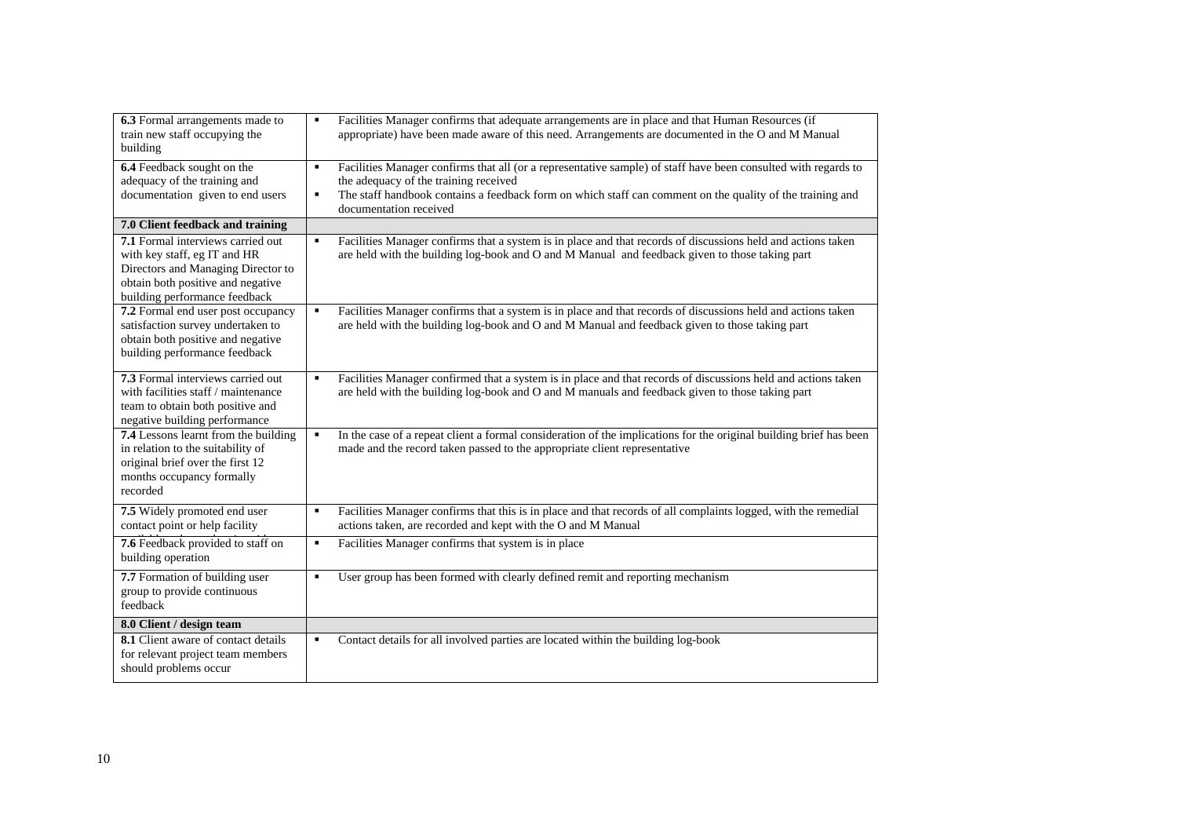| | |
|---|---|
| **6.3** Formal arrangements made to train new staff occupying the building | ▪ Facilities Manager confirms that adequate arrangements are in place and that Human Resources (if appropriate) have been made aware of this need. Arrangements are documented in the O and M Manual |
| **6.4** Feedback sought on the adequacy of the training and documentation given to end users | ▪ Facilities Manager confirms that all (or a representative sample) of staff have been consulted with regards to the adequacy of the training received<br>▪ The staff handbook contains a feedback form on which staff can comment on the quality of the training and documentation received |
| **7.0 Client feedback and training** | |
| **7.1** Formal interviews carried out with key staff, eg IT and HR Directors and Managing Director to obtain both positive and negative building performance feedback | ▪ Facilities Manager confirms that a system is in place and that records of discussions held and actions taken are held with the building log-book and O and M Manual and feedback given to those taking part |
| **7.2** Formal end user post occupancy satisfaction survey undertaken to obtain both positive and negative building performance feedback | ▪ Facilities Manager confirms that a system is in place and that records of discussions held and actions taken are held with the building log-book and O and M Manual and feedback given to those taking part |
| **7.3** Formal interviews carried out with facilities staff / maintenance team to obtain both positive and negative building performance | ▪ Facilities Manager confirmed that a system is in place and that records of discussions held and actions taken are held with the building log-book and O and M manuals and feedback given to those taking part |
| **7.4** Lessons learnt from the building in relation to the suitability of original brief over the first 12 months occupancy formally recorded | ▪ In the case of a repeat client a formal consideration of the implications for the original building brief has been made and the record taken passed to the appropriate client representative |
| **7.5** Widely promoted end user contact point or help facility | ▪ Facilities Manager confirms that this is in place and that records of all complaints logged, with the remedial actions taken, are recorded and kept with the O and M Manual |
| **7.6** Feedback provided to staff on building operation | ▪ Facilities Manager confirms that system is in place |
| **7.7** Formation of building user group to provide continuous feedback | ▪ User group has been formed with clearly defined remit and reporting mechanism |
| **8.0 Client / design team** | |
| **8.1** Client aware of contact details for relevant project team members should problems occur | ▪ Contact details for all involved parties are located within the building log-book |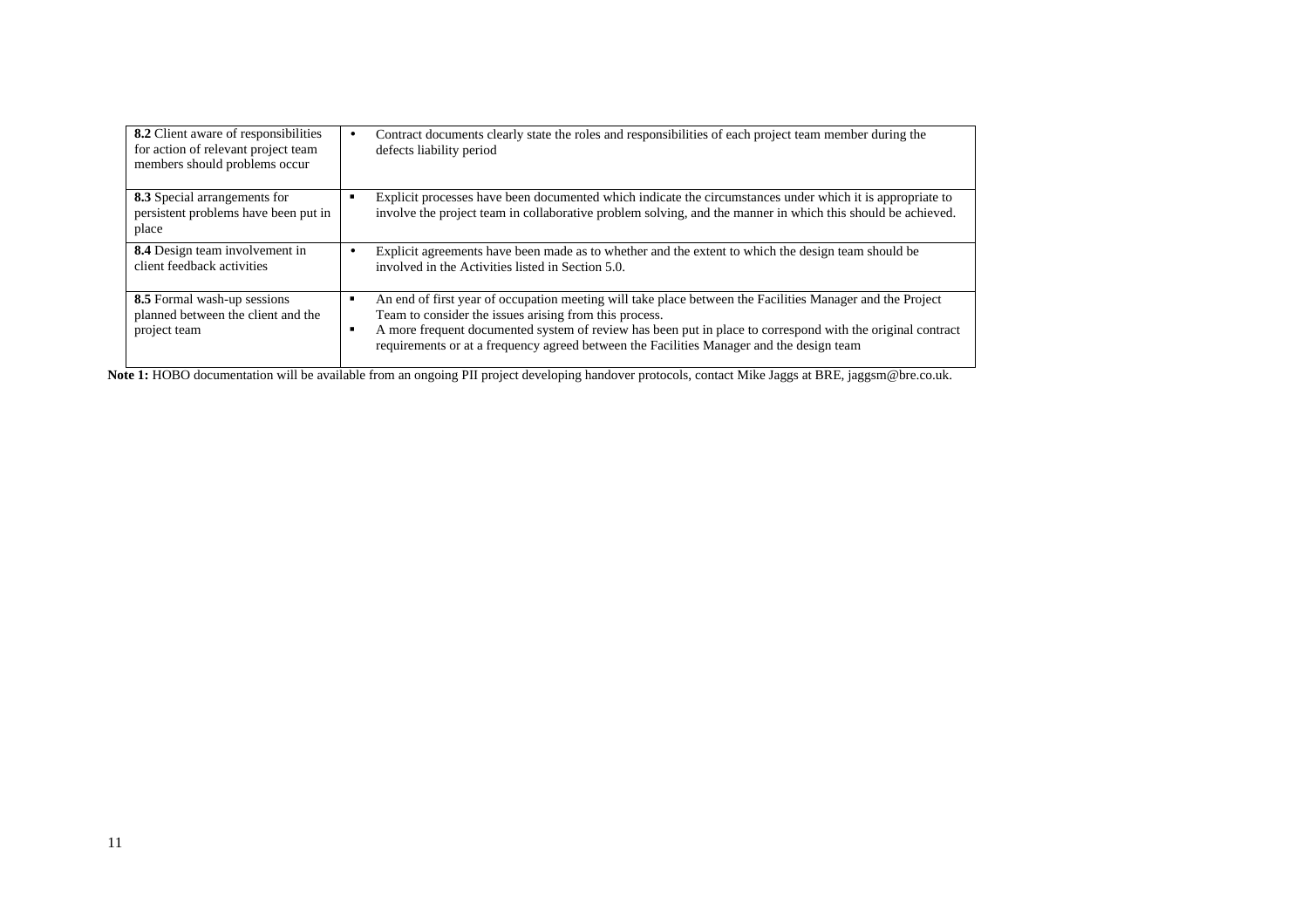| | |
|---|---|
| **8.2** Client aware of responsibilities for action of relevant project team members should problems occur | • Contract documents clearly state the roles and responsibilities of each project team member during the defects liability period |
| **8.3** Special arrangements for persistent problems have been put in place | ▪ Explicit processes have been documented which indicate the circumstances under which it is appropriate to involve the project team in collaborative problem solving, and the manner in which this should be achieved. |
| **8.4** Design team involvement in client feedback activities | • Explicit agreements have been made as to whether and the extent to which the design team should be involved in the Activities listed in Section 5.0. |
| **8.5** Formal wash-up sessions planned between the client and the project team | ▪ An end of first year of occupation meeting will take place between the Facilities Manager and the Project Team to consider the issues arising from this process.<br>▪ A more frequent documented system of review has been put in place to correspond with the original contract requirements or at a frequency agreed between the Facilities Manager and the design team |

**Note 1:** HOBO documentation will be available from an ongoing PII project developing handover protocols, contact Mike Jaggs at BRE, jaggsm@bre.co.uk.